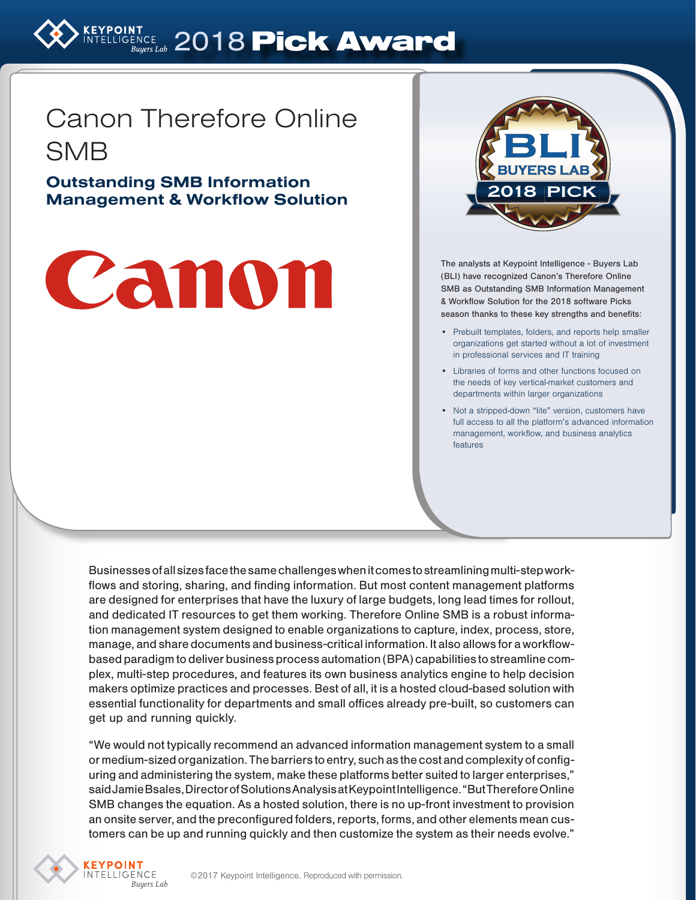# 2018 Pick Award

## Canon Therefore Online SMB

### Outstanding SMB Information Management & Workflow Solution

The analysts at Keypoint Intelligence - Buyers Lab (BLI) have recognized Canon's Therefore Online SMB as Outstanding SMB Information Management & Workflow Solution for the 2018 software Picks season thanks to these key strengths and benefits:

- Prebuilt templates, folders, and reports help smaller organizations get started without a lot of investment in professional services and IT training
- Libraries of forms and other functions focused on the needs of key vertical-market customers and departments within larger organizations
- Not a stripped-down "lite" version, customers have full access to all the platform's advanced information management, workflow, and business analytics features

Businesses of all sizes face the same challenges when it comes to streamlining multi-step workflows and storing, sharing, and finding information. But most content management platforms are designed for enterprises that have the luxury of large budgets, long lead times for rollout, and dedicated IT resources to get them working. Therefore Online SMB is a robust information management system designed to enable organizations to capture, index, process, store, manage, and share documents and business-critical information. It also allows for a workflow-based paradigm to deliver business process automation (BPA) capabilities to streamline complex, multi-step procedures, and features its own business analytics engine to help decision makers optimize practices and processes. Best of all, it is a hosted cloud-based solution with essential functionality for departments and small offices already pre-built, so customers can get up and running quickly.

"We would not typically recommend an advanced information management system to a small or medium-sized organization. The barriers to entry, such as the cost and complexity of configuring and administering the system, make these platforms better suited to larger enterprises," said Jamie Bsales, Director of Solutions Analysis at Keypoint Intelligence. "But Therefore Online SMB changes the equation. As a hosted solution, there is no up-front investment to provision an onsite server, and the preconfigured folders, reports, forms, and other elements mean customers can be up and running quickly and then customize the system as their needs evolve."

©2017 Keypoint Intelligence. Reproduced with permission.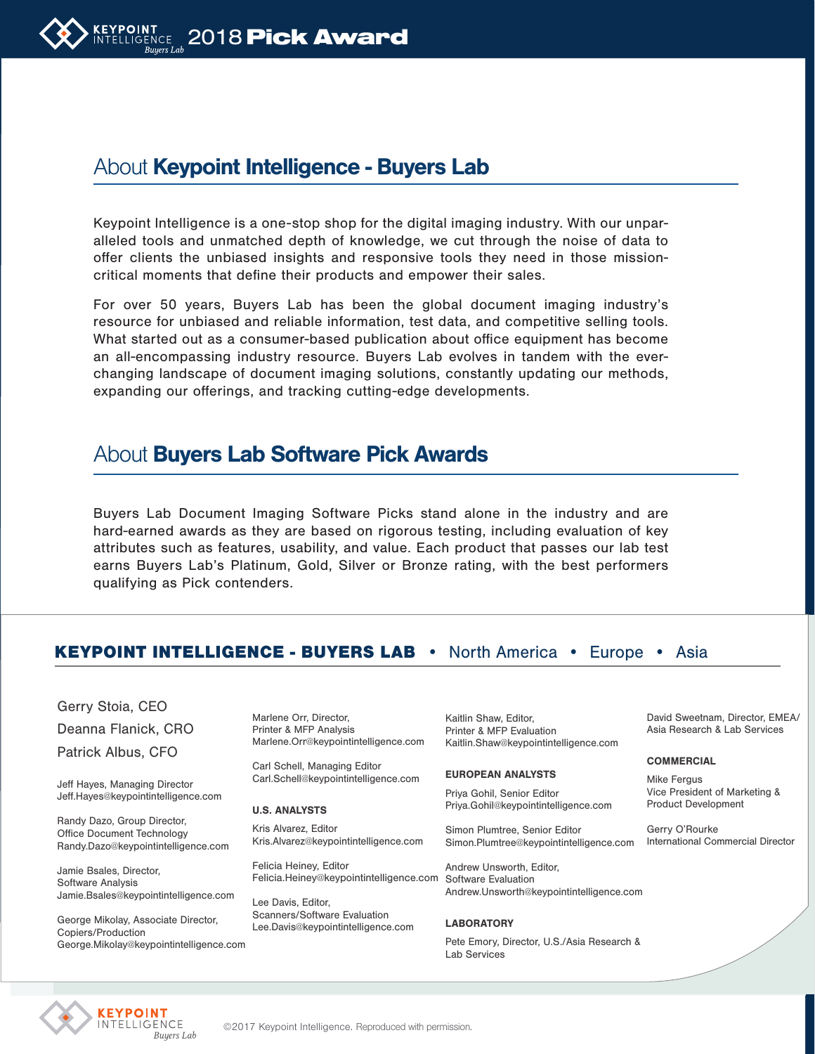## About **Keypoint Intelligence - Buyers Lab**

Keypoint Intelligence is a one-stop shop for the digital imaging industry. With our unparalleled tools and unmatched depth of knowledge, we cut through the noise of data to offer clients the unbiased insights and responsive tools they need in those mission-critical moments that define their products and empower their sales.

For over 50 years, Buyers Lab has been the global document imaging industry's resource for unbiased and reliable information, test data, and competitive selling tools. What started out as a consumer-based publication about office equipment has become an all-encompassing industry resource. Buyers Lab evolves in tandem with the ever-changing landscape of document imaging solutions, constantly updating our methods, expanding our offerings, and tracking cutting-edge developments.

## About **Buyers Lab Software Pick Awards**

Buyers Lab Document Imaging Software Picks stand alone in the industry and are hard-earned awards as they are based on rigorous testing, including evaluation of key attributes such as features, usability, and value. Each product that passes our lab test earns Buyers Lab's Platinum, Gold, Silver or Bronze rating, with the best performers qualifying as Pick contenders.

### **KEYPOINT INTELLIGENCE - BUYERS LAB** • North America • Europe • Asia

Gerry Stoia, CEO

Deanna Flanick, CRO

Patrick Albus, CFO

Jeff Hayes, Managing Director
Jeff.Hayes@keypointintelligence.com

Randy Dazo, Group Director,
Office Document Technology
Randy.Dazo@keypointintelligence.com

Jamie Bsales, Director,
Software Analysis
Jamie.Bsales@keypointintelligence.com

George Mikolay, Associate Director,
Copiers/Production
George.Mikolay@keypointintelligence.com

Marlene Orr, Director,
Printer & MFP Analysis
Marlene.Orr@keypointintelligence.com

Carl Schell, Managing Editor
Carl.Schell@keypointintelligence.com

**U.S. ANALYSTS**

Kris Alvarez, Editor
Kris.Alvarez@keypointintelligence.com

Felicia Heiney, Editor
Felicia.Heiney@keypointintelligence.com

Lee Davis, Editor,
Scanners/Software Evaluation
Lee.Davis@keypointintelligence.com

Kaitlin Shaw, Editor,
Printer & MFP Evaluation
Kaitlin.Shaw@keypointintelligence.com

**EUROPEAN ANALYSTS**

Priya Gohil, Senior Editor
Priya.Gohil@keypointintelligence.com

Simon Plumtree, Senior Editor
Simon.Plumtree@keypointintelligence.com

Andrew Unsworth, Editor,
Software Evaluation
Andrew.Unsworth@keypointintelligence.com

**LABORATORY**

Pete Emory, Director, U.S./Asia Research &
Lab Services

David Sweetnam, Director, EMEA/
Asia Research & Lab Services

**COMMERCIAL**

Mike Fergus
Vice President of Marketing &
Product Development

Gerry O'Rourke
International Commercial Director

©2017 Keypoint Intelligence. Reproduced with permission.